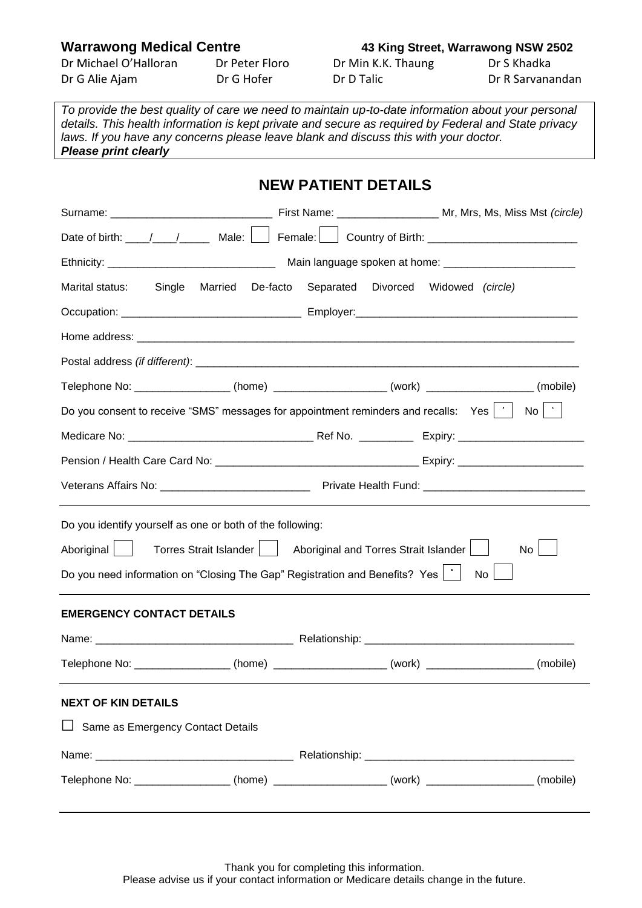**Warrawong Medical Centre** **43 King Street, Warrawong NSW 2502**

Dr Michael O'Halloran Dr Peter Floro Dr Min K.K. Thaung Dr S Khadka
Dr G Alie Ajam Dr G Hofer Dr D Talic Dr R Sarvanandan

*To provide the best quality of care we need to maintain up-to-date information about your personal details. This health information is kept private and secure as required by Federal and State privacy laws. If you have any concerns please leave blank and discuss this with your doctor.*
***Please print clearly***

## NEW PATIENT DETAILS

Surname: ___________________________ First Name: _________________ Mr, Mrs, Ms, Miss Mst *(circle)*

Date of birth: ____/____/_____ Male: ☐ Female: ☐ Country of Birth: ________________________

Ethnicity: ____________________________ Main language spoken at home: ______________________

Marital status: Single Married De-facto Separated Divorced Widowed *(circle)*

Occupation: ______________________________ Employer:____________________________________

Home address: ______________________________________________________________________

Postal address *(if different)*: ______________________________________________________________

Telephone No: ________________ (home) __________________ (work) _________________ (mobile)

Do you consent to receive "SMS" messages for appointment reminders and recalls: Yes ☐ No ☐

Medicare No: ______________________________ Ref No. _________ Expiry: _____________________

Pension / Health Care Card No: _________________________________ Expiry: _____________________

Veterans Affairs No: _________________________ Private Health Fund: ___________________________

---

Do you identify yourself as one or both of the following:

Aboriginal ☐ Torres Strait Islander ☐ Aboriginal and Torres Strait Islander ☐ No ☐

Do you need information on "Closing The Gap" Registration and Benefits? Yes ☐ No ☐

---

**EMERGENCY CONTACT DETAILS**

Name: _________________________________ Relationship: __________________________________

Telephone No: ________________ (home) __________________ (work) _________________ (mobile)

---

**NEXT OF KIN DETAILS**

☐ Same as Emergency Contact Details

Name: _________________________________ Relationship: __________________________________

Telephone No: ________________ (home) __________________ (work) _________________ (mobile)

---

Thank you for completing this information.
Please advise us if your contact information or Medicare details change in the future.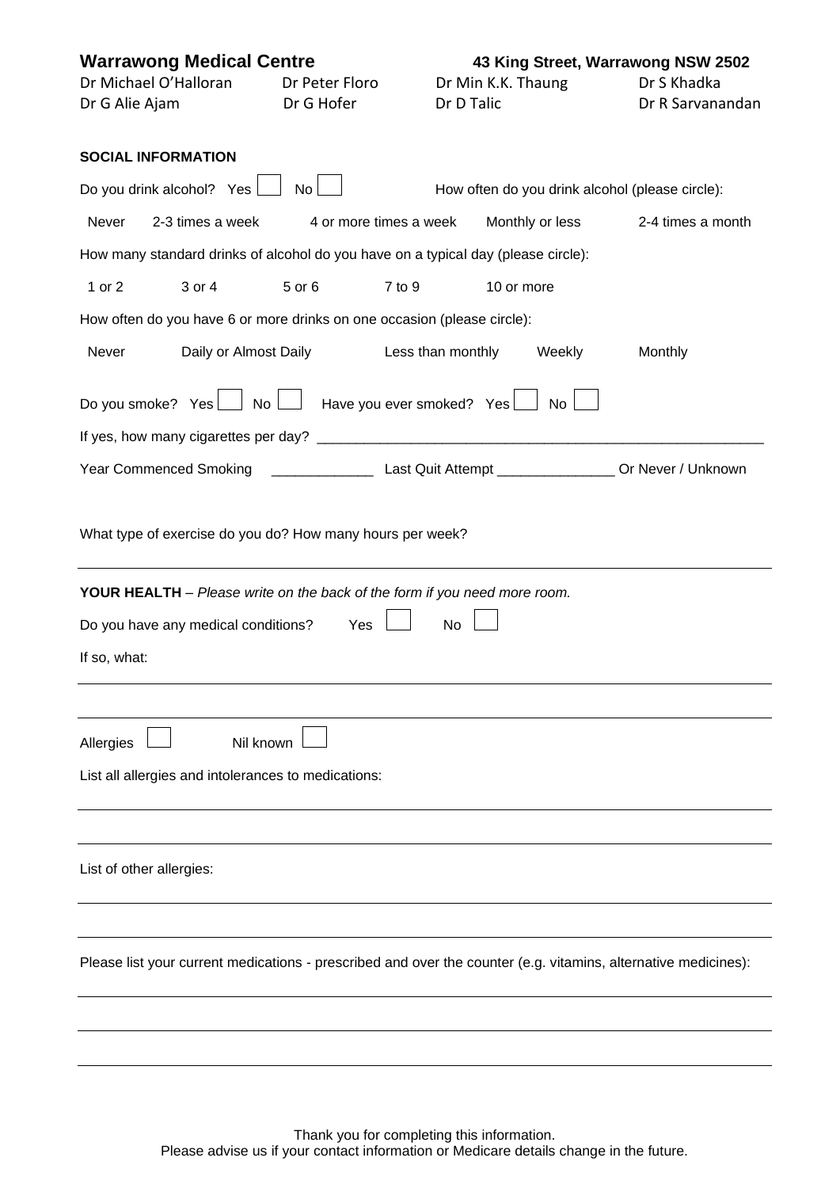**Warrawong Medical Centre** **43 King Street, Warrawong NSW 2502**

| | | | |
|---|---|---|---|
| Dr Michael O'Halloran | Dr Peter Floro | Dr Min K.K. Thaung | Dr S Khadka |
| Dr G Alie Ajam | Dr G Hofer | Dr D Talic | Dr R Sarvanandan |

**SOCIAL INFORMATION**

Do you drink alcohol? Yes ☐ No ☐ How often do you drink alcohol (please circle):

Never 2-3 times a week 4 or more times a week Monthly or less 2-4 times a month

How many standard drinks of alcohol do you have on a typical day (please circle):

1 or 2 3 or 4 5 or 6 7 to 9 10 or more

How often do you have 6 or more drinks on one occasion (please circle):

Never Daily or Almost Daily Less than monthly Weekly Monthly

Do you smoke? Yes ☐ No ☐ Have you ever smoked? Yes ☐ No ☐

If yes, how many cigarettes per day? ____________________________________________________________

Year Commenced Smoking _____________ Last Quit Attempt _______________ Or Never / Unknown

What type of exercise do you do? How many hours per week?

______________________________________________________________________________

**YOUR HEALTH** – *Please write on the back of the form if you need more room.*

Do you have any medical conditions? Yes ☐ No ☐

If so, what:

______________________________________________________________________________

______________________________________________________________________________

Allergies ☐ Nil known ☐

List all allergies and intolerances to medications:

______________________________________________________________________________

______________________________________________________________________________

List of other allergies:

______________________________________________________________________________

______________________________________________________________________________

Please list your current medications - prescribed and over the counter (e.g. vitamins, alternative medicines):

______________________________________________________________________________

______________________________________________________________________________

______________________________________________________________________________

Thank you for completing this information.
Please advise us if your contact information or Medicare details change in the future.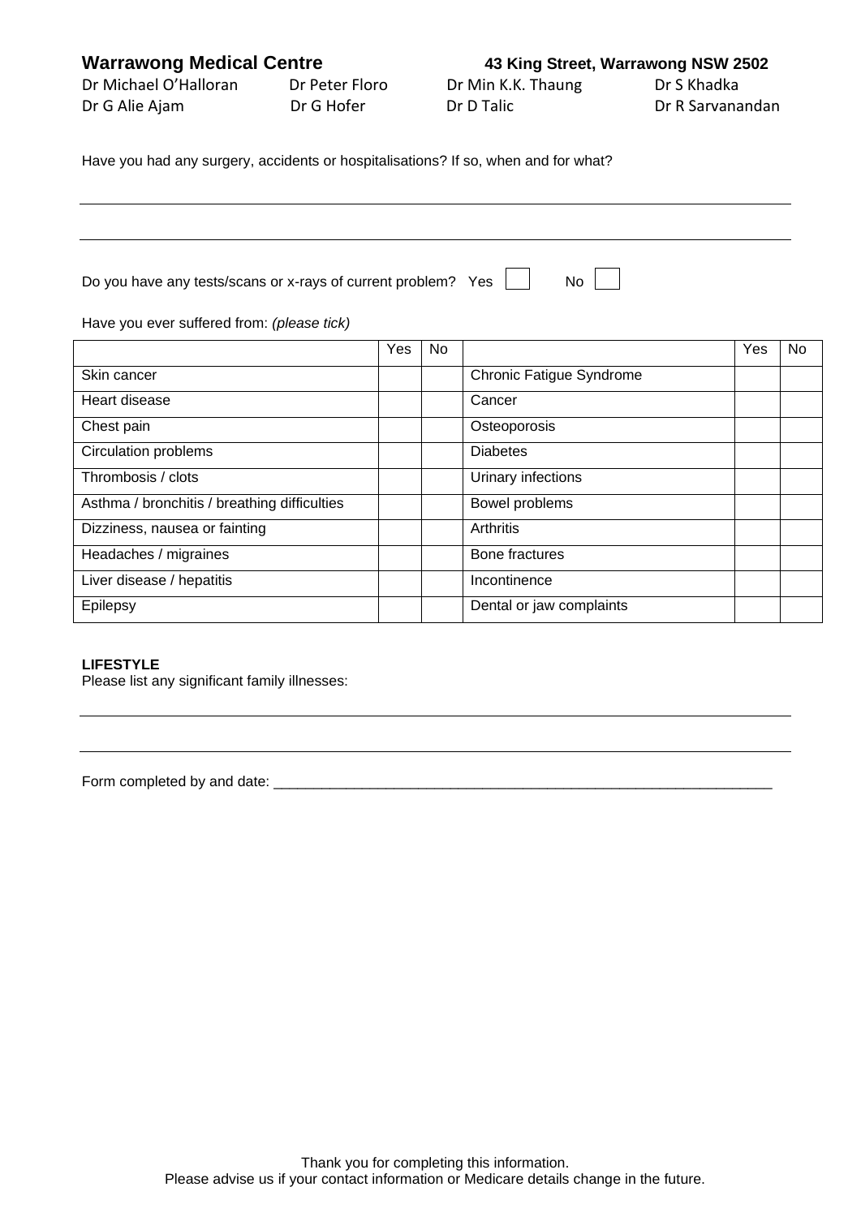**Warrawong Medical Centre** **43 King Street, Warrawong NSW 2502**

Dr Michael O'Halloran Dr Peter Floro Dr Min K.K. Thaung Dr S Khadka
Dr G Alie Ajam Dr G Hofer Dr D Talic Dr R Sarvanandan

Have you had any surgery, accidents or hospitalisations? If so, when and for what?

\_\_\_\_\_\_\_\_\_\_\_\_\_\_\_\_\_\_\_\_\_\_\_\_\_\_\_\_\_\_\_\_\_\_\_\_\_\_\_\_\_\_\_\_\_\_\_\_\_\_\_\_\_\_\_\_\_\_\_\_\_\_\_\_\_\_

\_\_\_\_\_\_\_\_\_\_\_\_\_\_\_\_\_\_\_\_\_\_\_\_\_\_\_\_\_\_\_\_\_\_\_\_\_\_\_\_\_\_\_\_\_\_\_\_\_\_\_\_\_\_\_\_\_\_\_\_\_\_\_\_\_\_

Do you have any tests/scans or x-rays of current problem? Yes ☐ No ☐

Have you ever suffered from: *(please tick)*

| | Yes | No | | Yes | No |
|---|---|---|---|---|---|
| Skin cancer | | | Chronic Fatigue Syndrome | | |
| Heart disease | | | Cancer | | |
| Chest pain | | | Osteoporosis | | |
| Circulation problems | | | Diabetes | | |
| Thrombosis / clots | | | Urinary infections | | |
| Asthma / bronchitis / breathing difficulties | | | Bowel problems | | |
| Dizziness, nausea or fainting | | | Arthritis | | |
| Headaches / migraines | | | Bone fractures | | |
| Liver disease / hepatitis | | | Incontinence | | |
| Epilepsy | | | Dental or jaw complaints | | |

**LIFESTYLE**
Please list any significant family illnesses:

\_\_\_\_\_\_\_\_\_\_\_\_\_\_\_\_\_\_\_\_\_\_\_\_\_\_\_\_\_\_\_\_\_\_\_\_\_\_\_\_\_\_\_\_\_\_\_\_\_\_\_\_\_\_\_\_\_\_\_\_\_\_\_\_\_\_

\_\_\_\_\_\_\_\_\_\_\_\_\_\_\_\_\_\_\_\_\_\_\_\_\_\_\_\_\_\_\_\_\_\_\_\_\_\_\_\_\_\_\_\_\_\_\_\_\_\_\_\_\_\_\_\_\_\_\_\_\_\_\_\_\_\_

Form completed by and date: \_\_\_\_\_\_\_\_\_\_\_\_\_\_\_\_\_\_\_\_\_\_\_\_\_\_\_\_\_\_\_\_\_\_\_\_\_\_\_\_\_\_\_\_\_\_\_\_\_\_\_\_\_\_\_\_\_\_\_\_\_\_

Thank you for completing this information.
Please advise us if your contact information or Medicare details change in the future.